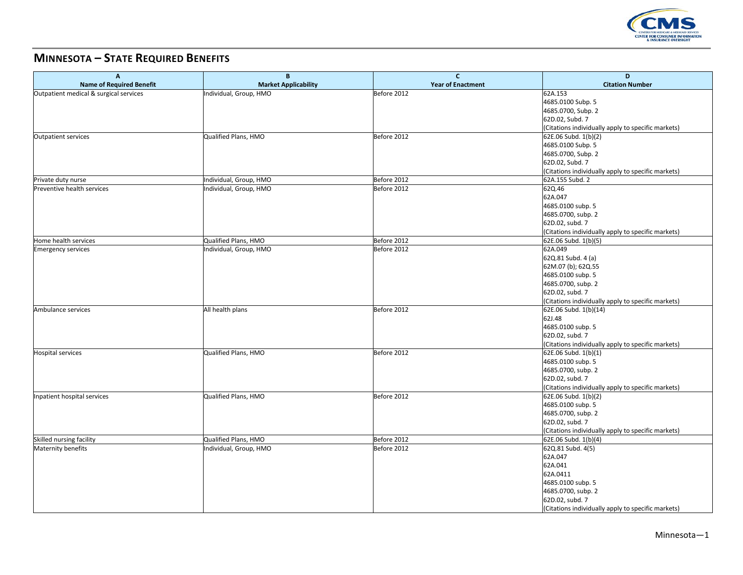# MINNESOTA – STATE REQUIRED BENEFITS

| A<br>Name of Required Benefit | B<br>Market Applicability | C<br>Year of Enactment | D<br>Citation Number |
|---|---|---|---|
| Outpatient medical & surgical services | Individual, Group, HMO | Before 2012 | 62A.153<br>4685.0100 Subp. 5<br>4685.0700, Subp. 2<br>62D.02, Subd. 7<br>(Citations individually apply to specific markets) |
| Outpatient services | Qualified Plans, HMO | Before 2012 | 62E.06 Subd. 1(b)(2)<br>4685.0100 Subp. 5<br>4685.0700, Subp. 2<br>62D.02, Subd. 7<br>(Citations individually apply to specific markets) |
| Private duty nurse | Individual, Group, HMO | Before 2012 | 62A.155 Subd. 2 |
| Preventive health services | Individual, Group, HMO | Before 2012 | 62Q.46<br>62A.047<br>4685.0100 subp. 5<br>4685.0700, subp. 2<br>62D.02, subd. 7<br>(Citations individually apply to specific markets) |
| Home health services | Qualified Plans, HMO | Before 2012 | 62E.06 Subd. 1(b)(5) |
| Emergency services | Individual, Group, HMO | Before 2012 | 62A.049<br>62Q.81 Subd. 4 (a)<br>62M.07 (b); 62Q.55<br>4685.0100 subp. 5<br>4685.0700, subp. 2<br>62D.02, subd. 7<br>(Citations individually apply to specific markets) |
| Ambulance services | All health plans | Before 2012 | 62E.06 Subd. 1(b)(14)<br>62J.48<br>4685.0100 subp. 5<br>62D.02, subd. 7<br>(Citations individually apply to specific markets) |
| Hospital services | Qualified Plans, HMO | Before 2012 | 62E.06 Subd. 1(b)(1)<br>4685.0100 subp. 5<br>4685.0700, subp. 2<br>62D.02, subd. 7<br>(Citations individually apply to specific markets) |
| Inpatient hospital services | Qualified Plans, HMO | Before 2012 | 62E.06 Subd. 1(b)(2)<br>4685.0100 subp. 5<br>4685.0700, subp. 2<br>62D.02, subd. 7<br>(Citations individually apply to specific markets) |
| Skilled nursing facility | Qualified Plans, HMO | Before 2012 | 62E.06 Subd. 1(b)(4) |
| Maternity benefits | Individual, Group, HMO | Before 2012 | 62Q.81 Subd. 4(5)<br>62A.047<br>62A.041<br>62A.0411<br>4685.0100 subp. 5<br>4685.0700, subp. 2<br>62D.02, subd. 7<br>(Citations individually apply to specific markets) |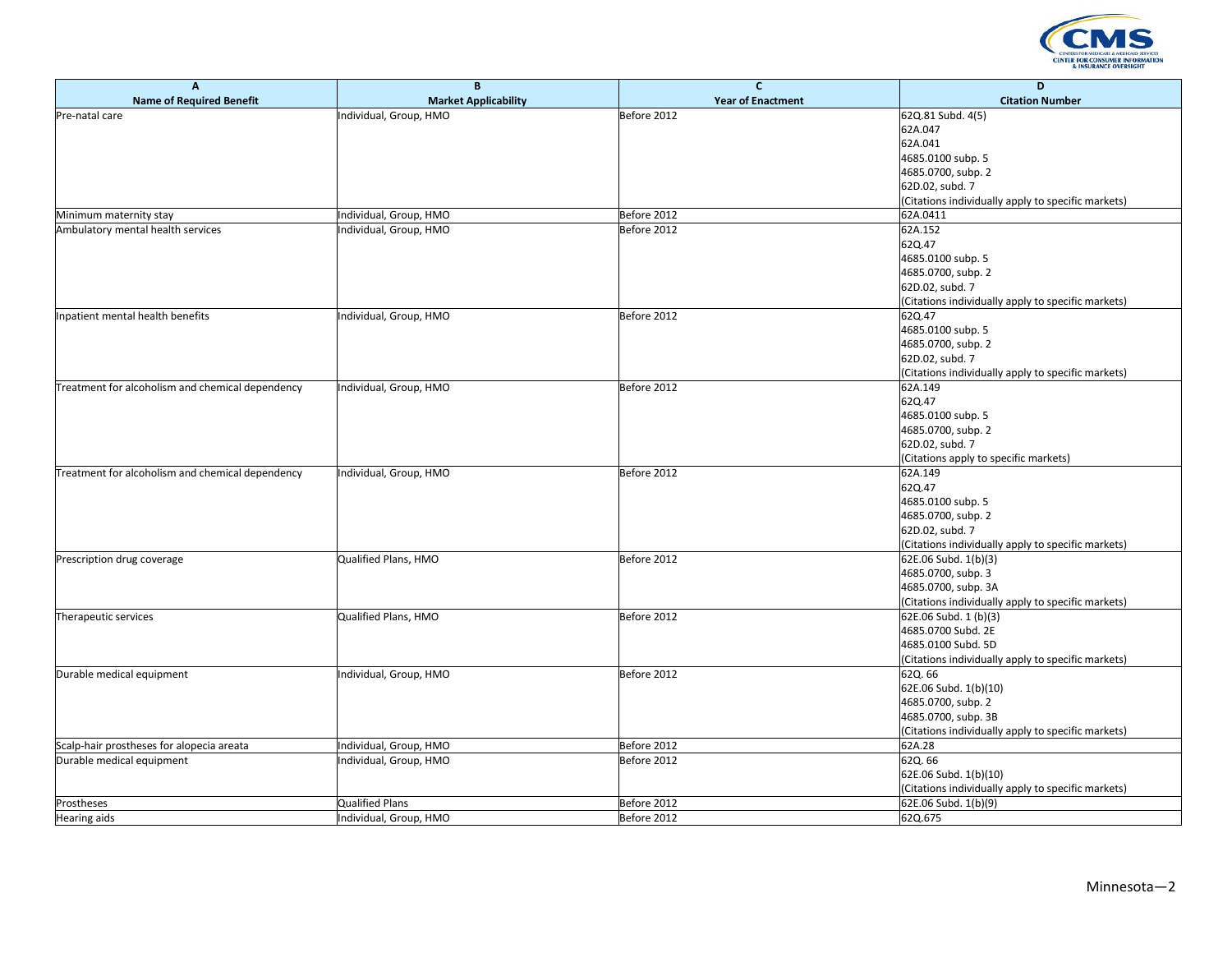| A<br>Name of Required Benefit | B<br>Market Applicability | C<br>Year of Enactment | D<br>Citation Number |
|---|---|---|---|
| Pre-natal care | Individual, Group, HMO | Before 2012 | 62Q.81 Subd. 4(5)<br>62A.047<br>62A.041<br>4685.0100 subp. 5<br>4685.0700, subp. 2<br>62D.02, subd. 7<br>(Citations individually apply to specific markets) |
| Minimum maternity stay | Individual, Group, HMO | Before 2012 | 62A.0411 |
| Ambulatory mental health services | Individual, Group, HMO | Before 2012 | 62A.152<br>62Q.47<br>4685.0100 subp. 5<br>4685.0700, subp. 2<br>62D.02, subd. 7<br>(Citations individually apply to specific markets) |
| Inpatient mental health benefits | Individual, Group, HMO | Before 2012 | 62Q.47<br>4685.0100 subp. 5<br>4685.0700, subp. 2<br>62D.02, subd. 7<br>(Citations individually apply to specific markets) |
| Treatment for alcoholism and chemical dependency | Individual, Group, HMO | Before 2012 | 62A.149<br>62Q.47<br>4685.0100 subp. 5<br>4685.0700, subp. 2<br>62D.02, subd. 7<br>(Citations apply to specific markets) |
| Treatment for alcoholism and chemical dependency | Individual, Group, HMO | Before 2012 | 62A.149<br>62Q.47<br>4685.0100 subp. 5<br>4685.0700, subp. 2<br>62D.02, subd. 7<br>(Citations individually apply to specific markets) |
| Prescription drug coverage | Qualified Plans, HMO | Before 2012 | 62E.06 Subd. 1(b)(3)<br>4685.0700, subp. 3<br>4685.0700, subp. 3A<br>(Citations individually apply to specific markets) |
| Therapeutic services | Qualified Plans, HMO | Before 2012 | 62E.06 Subd. 1 (b)(3)<br>4685.0700 Subd. 2E<br>4685.0100 Subd. 5D<br>(Citations individually apply to specific markets) |
| Durable medical equipment | Individual, Group, HMO | Before 2012 | 62Q. 66<br>62E.06 Subd. 1(b)(10)<br>4685.0700, subp. 2<br>4685.0700, subp. 3B<br>(Citations individually apply to specific markets) |
| Scalp-hair prostheses for alopecia areata | Individual, Group, HMO | Before 2012 | 62A.28 |
| Durable medical equipment | Individual, Group, HMO | Before 2012 | 62Q. 66<br>62E.06 Subd. 1(b)(10)<br>(Citations individually apply to specific markets) |
| Prostheses | Qualified Plans | Before 2012 | 62E.06 Subd. 1(b)(9) |
| Hearing aids | Individual, Group, HMO | Before 2012 | 62Q.675 |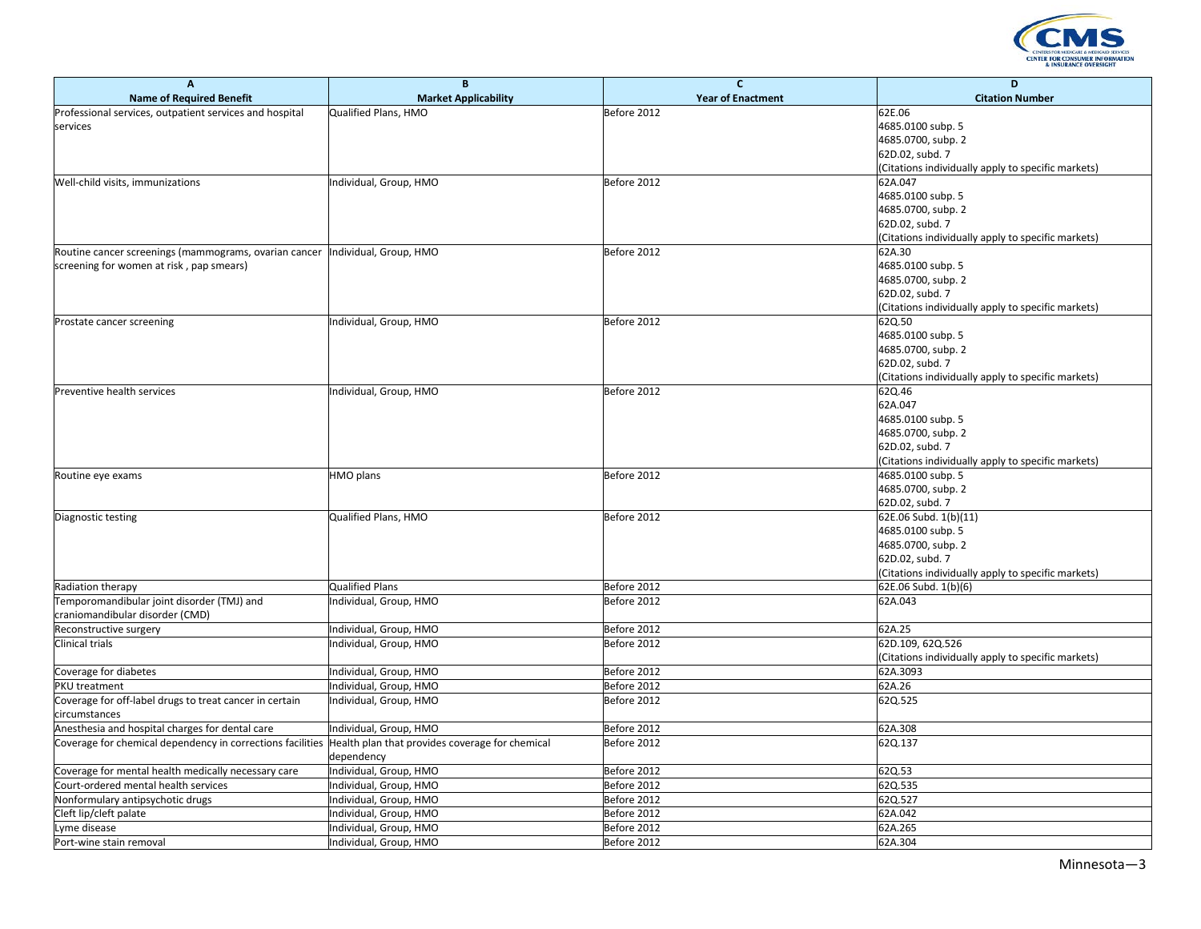| A<br>Name of Required Benefit | B<br>Market Applicability | C<br>Year of Enactment | D<br>Citation Number |
|---|---|---|---|
| Professional services, outpatient services and hospital services | Qualified Plans, HMO | Before 2012 | 62E.06<br>4685.0100 subp. 5<br>4685.0700, subp. 2<br>62D.02, subd. 7<br>(Citations individually apply to specific markets) |
| Well-child visits, immunizations | Individual, Group, HMO | Before 2012 | 62A.047<br>4685.0100 subp. 5<br>4685.0700, subp. 2<br>62D.02, subd. 7<br>(Citations individually apply to specific markets) |
| Routine cancer screenings (mammograms, ovarian cancer screening for women at risk , pap smears) | Individual, Group, HMO | Before 2012 | 62A.30<br>4685.0100 subp. 5<br>4685.0700, subp. 2<br>62D.02, subd. 7<br>(Citations individually apply to specific markets) |
| Prostate cancer screening | Individual, Group, HMO | Before 2012 | 62Q.50<br>4685.0100 subp. 5<br>4685.0700, subp. 2<br>62D.02, subd. 7<br>(Citations individually apply to specific markets) |
| Preventive health services | Individual, Group, HMO | Before 2012 | 62Q.46<br>62A.047<br>4685.0100 subp. 5<br>4685.0700, subp. 2<br>62D.02, subd. 7<br>(Citations individually apply to specific markets) |
| Routine eye exams | HMO plans | Before 2012 | 4685.0100 subp. 5<br>4685.0700, subp. 2<br>62D.02, subd. 7 |
| Diagnostic testing | Qualified Plans, HMO | Before 2012 | 62E.06 Subd. 1(b)(11)<br>4685.0100 subp. 5<br>4685.0700, subp. 2<br>62D.02, subd. 7<br>(Citations individually apply to specific markets) |
| Radiation therapy | Qualified Plans | Before 2012 | 62E.06 Subd. 1(b)(6) |
| Temporomandibular joint disorder (TMJ) and craniomandibular disorder (CMD) | Individual, Group, HMO | Before 2012 | 62A.043 |
| Reconstructive surgery | Individual, Group, HMO | Before 2012 | 62A.25 |
| Clinical trials | Individual, Group, HMO | Before 2012 | 62D.109, 62Q.526<br>(Citations individually apply to specific markets) |
| Coverage for diabetes | Individual, Group, HMO | Before 2012 | 62A.3093 |
| PKU treatment | Individual, Group, HMO | Before 2012 | 62A.26 |
| Coverage for off-label drugs to treat cancer in certain circumstances | Individual, Group, HMO | Before 2012 | 62Q.525 |
| Anesthesia and hospital charges for dental care | Individual, Group, HMO | Before 2012 | 62A.308 |
| Coverage for chemical dependency in corrections facilities | Health plan that provides coverage for chemical dependency | Before 2012 | 62Q.137 |
| Coverage for mental health medically necessary care | Individual, Group, HMO | Before 2012 | 62Q.53 |
| Court-ordered mental health services | Individual, Group, HMO | Before 2012 | 62Q.535 |
| Nonformulary antipsychotic drugs | Individual, Group, HMO | Before 2012 | 62Q.527 |
| Cleft lip/cleft palate | Individual, Group, HMO | Before 2012 | 62A.042 |
| Lyme disease | Individual, Group, HMO | Before 2012 | 62A.265 |
| Port-wine stain removal | Individual, Group, HMO | Before 2012 | 62A.304 |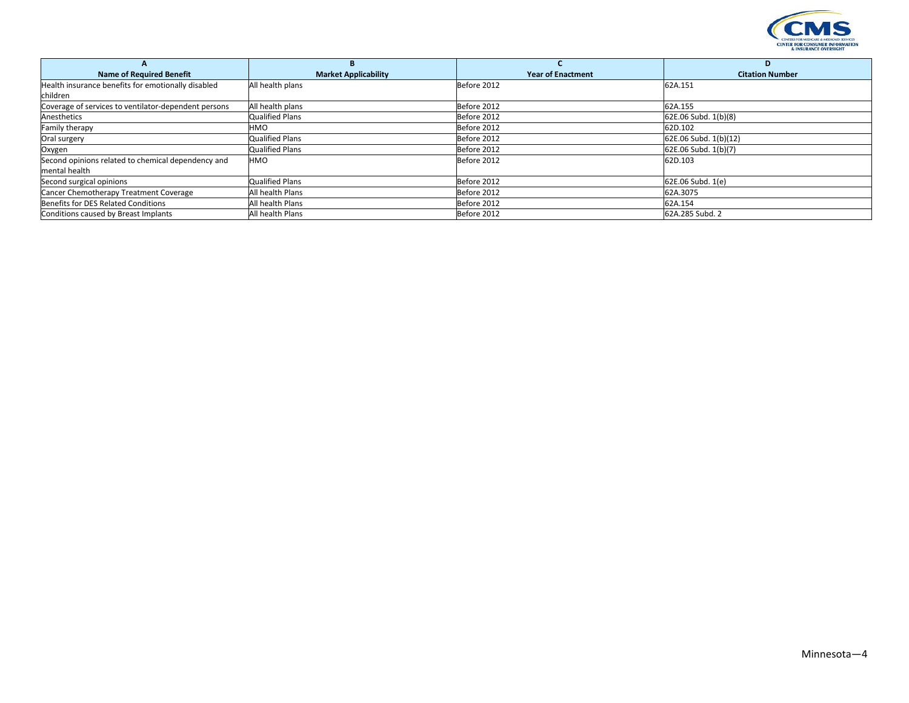| A<br>Name of Required Benefit | B<br>Market Applicability | C<br>Year of Enactment | D<br>Citation Number |
|---|---|---|---|
| Health insurance benefits for emotionally disabled children | All health plans | Before 2012 | 62A.151 |
| Coverage of services to ventilator-dependent persons | All health plans | Before 2012 | 62A.155 |
| Anesthetics | Qualified Plans | Before 2012 | 62E.06 Subd. 1(b)(8) |
| Family therapy | HMO | Before 2012 | 62D.102 |
| Oral surgery | Qualified Plans | Before 2012 | 62E.06 Subd. 1(b)(12) |
| Oxygen | Qualified Plans | Before 2012 | 62E.06 Subd. 1(b)(7) |
| Second opinions related to chemical dependency and mental health | HMO | Before 2012 | 62D.103 |
| Second surgical opinions | Qualified Plans | Before 2012 | 62E.06 Subd. 1(e) |
| Cancer Chemotherapy Treatment Coverage | All health Plans | Before 2012 | 62A.3075 |
| Benefits for DES Related Conditions | All health Plans | Before 2012 | 62A.154 |
| Conditions caused by Breast Implants | All health Plans | Before 2012 | 62A.285 Subd. 2 |